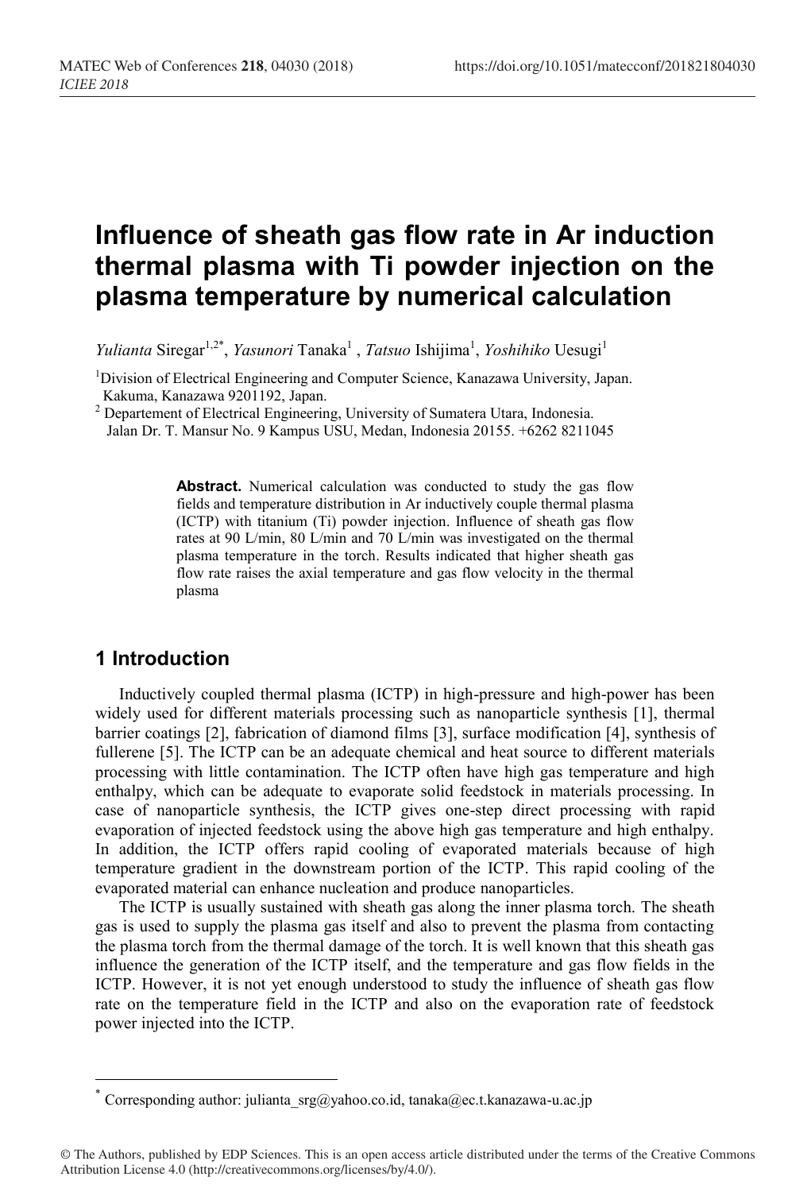# Influence of sheath gas flow rate in Ar induction thermal plasma with Ti powder injection on the plasma temperature by numerical calculation

*Yulianta* Siregar[1,2*], *Yasunori* Tanaka[1] , *Tatsuo* Ishijima[1], *Yoshihiko* Uesugi[1]

[1]Division of Electrical Engineering and Computer Science, Kanazawa University, Japan. Kakuma, Kanazawa 9201192, Japan.

[2] Departement of Electrical Engineering, University of Sumatera Utara, Indonesia. Jalan Dr. T. Mansur No. 9 Kampus USU, Medan, Indonesia 20155. +6262 8211045

**Abstract.** Numerical calculation was conducted to study the gas flow fields and temperature distribution in Ar inductively couple thermal plasma (ICTP) with titanium (Ti) powder injection. Influence of sheath gas flow rates at 90 L/min, 80 L/min and 70 L/min was investigated on the thermal plasma temperature in the torch. Results indicated that higher sheath gas flow rate raises the axial temperature and gas flow velocity in the thermal plasma

## 1 Introduction

Inductively coupled thermal plasma (ICTP) in high-pressure and high-power has been widely used for different materials processing such as nanoparticle synthesis [1], thermal barrier coatings [2], fabrication of diamond films [3], surface modification [4], synthesis of fullerene [5]. The ICTP can be an adequate chemical and heat source to different materials processing with little contamination. The ICTP often have high gas temperature and high enthalpy, which can be adequate to evaporate solid feedstock in materials processing. In case of nanoparticle synthesis, the ICTP gives one-step direct processing with rapid evaporation of injected feedstock using the above high gas temperature and high enthalpy. In addition, the ICTP offers rapid cooling of evaporated materials because of high temperature gradient in the downstream portion of the ICTP. This rapid cooling of the evaporated material can enhance nucleation and produce nanoparticles.

The ICTP is usually sustained with sheath gas along the inner plasma torch. The sheath gas is used to supply the plasma gas itself and also to prevent the plasma from contacting the plasma torch from the thermal damage of the torch. It is well known that this sheath gas influence the generation of the ICTP itself, and the temperature and gas flow fields in the ICTP. However, it is not yet enough understood to study the influence of sheath gas flow rate on the temperature field in the ICTP and also on the evaporation rate of feedstock power injected into the ICTP.

* Corresponding author: julianta_srg@yahoo.co.id, tanaka@ec.t.kanazawa-u.ac.jp

© The Authors, published by EDP Sciences. This is an open access article distributed under the terms of the Creative Commons Attribution License 4.0 (http://creativecommons.org/licenses/by/4.0/).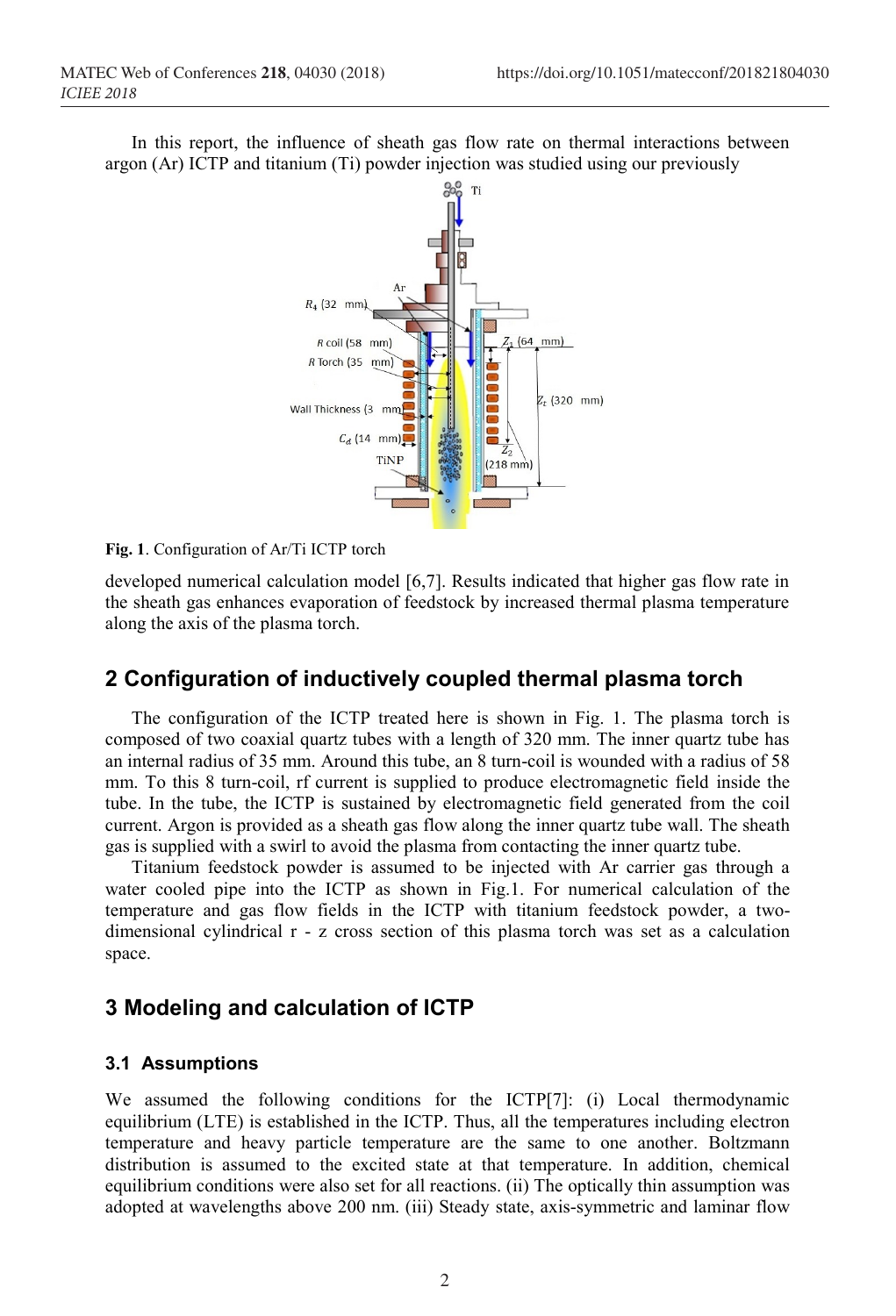In this report, the influence of sheath gas flow rate on thermal interactions between argon (Ar) ICTP and titanium (Ti) powder injection was studied using our previously developed numerical calculation model [6,7]. Results indicated that higher gas flow rate in the sheath gas enhances evaporation of feedstock by increased thermal plasma temperature along the axis of the plasma torch.

**Fig. 1**. Configuration of Ar/Ti ICTP torch

## 2 Configuration of inductively coupled thermal plasma torch

The configuration of the ICTP treated here is shown in Fig. 1. The plasma torch is composed of two coaxial quartz tubes with a length of 320 mm. The inner quartz tube has an internal radius of 35 mm. Around this tube, an 8 turn-coil is wounded with a radius of 58 mm. To this 8 turn-coil, rf current is supplied to produce electromagnetic field inside the tube. In the tube, the ICTP is sustained by electromagnetic field generated from the coil current. Argon is provided as a sheath gas flow along the inner quartz tube wall. The sheath gas is supplied with a swirl to avoid the plasma from contacting the inner quartz tube.

Titanium feedstock powder is assumed to be injected with Ar carrier gas through a water cooled pipe into the ICTP as shown in Fig.1. For numerical calculation of the temperature and gas flow fields in the ICTP with titanium feedstock powder, a two-dimensional cylindrical r - z cross section of this plasma torch was set as a calculation space.

## 3 Modeling and calculation of ICTP

### 3.1 Assumptions

We assumed the following conditions for the ICTP[7]: (i) Local thermodynamic equilibrium (LTE) is established in the ICTP. Thus, all the temperatures including electron temperature and heavy particle temperature are the same to one another. Boltzmann distribution is assumed to the excited state at that temperature. In addition, chemical equilibrium conditions were also set for all reactions. (ii) The optically thin assumption was adopted at wavelengths above 200 nm. (iii) Steady state, axis-symmetric and laminar flow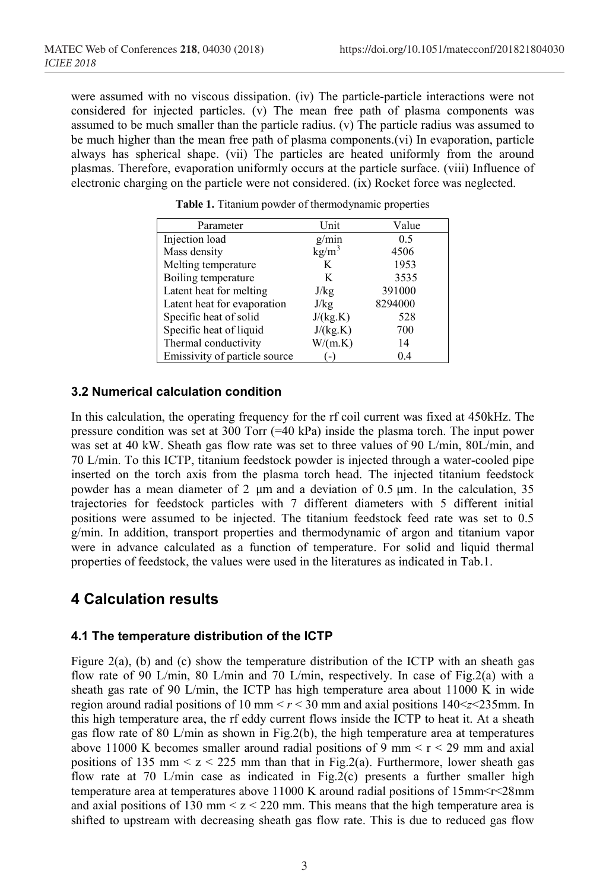were assumed with no viscous dissipation. (iv) The particle-particle interactions were not considered for injected particles. (v) The mean free path of plasma components was assumed to be much smaller than the particle radius. (v) The particle radius was assumed to be much higher than the mean free path of plasma components.(vi) In evaporation, particle always has spherical shape. (vii) The particles are heated uniformly from the around plasmas. Therefore, evaporation uniformly occurs at the particle surface. (viii) Influence of electronic charging on the particle were not considered. (ix) Rocket force was neglected.

**Table 1.** Titanium powder of thermodynamic properties

| Parameter | Unit | Value |
| --- | --- | --- |
| Injection load | g/min | 0.5 |
| Mass density | $kg/m^3$ | 4506 |
| Melting temperature | K | 1953 |
| Boiling temperature | K | 3535 |
| Latent heat for melting | J/kg | 391000 |
| Latent heat for evaporation | J/kg | 8294000 |
| Specific heat of solid | J/(kg.K) | 528 |
| Specific heat of liquid | J/(kg.K) | 700 |
| Thermal conductivity | W/(m.K) | 14 |
| Emissivity of particle source | (-) | 0.4 |

### 3.2 Numerical calculation condition

In this calculation, the operating frequency for the rf coil current was fixed at 450kHz. The pressure condition was set at 300 Torr (=40 kPa) inside the plasma torch. The input power was set at 40 kW. Sheath gas flow rate was set to three values of 90 L/min, 80L/min, and 70 L/min. To this ICTP, titanium feedstock powder is injected through a water-cooled pipe inserted on the torch axis from the plasma torch head. The injected titanium feedstock powder has a mean diameter of 2 μm and a deviation of 0.5 μm. In the calculation, 35 trajectories for feedstock particles with 7 different diameters with 5 different initial positions were assumed to be injected. The titanium feedstock feed rate was set to 0.5 g/min. In addition, transport properties and thermodynamic of argon and titanium vapor were in advance calculated as a function of temperature. For solid and liquid thermal properties of feedstock, the values were used in the literatures as indicated in Tab.1.

## 4 Calculation results

### 4.1 The temperature distribution of the ICTP

Figure 2(a), (b) and (c) show the temperature distribution of the ICTP with an sheath gas flow rate of 90 L/min, 80 L/min and 70 L/min, respectively. In case of Fig.2(a) with a sheath gas rate of 90 L/min, the ICTP has high temperature area about 11000 K in wide region around radial positions of 10 mm < $r$ < 30 mm and axial positions 140<$z$<235mm. In this high temperature area, the rf eddy current flows inside the ICTP to heat it. At a sheath gas flow rate of 80 L/min as shown in Fig.2(b), the high temperature area at temperatures above 11000 K becomes smaller around radial positions of 9 mm < r < 29 mm and axial positions of 135 mm < z < 225 mm than that in Fig.2(a). Furthermore, lower sheath gas flow rate at 70 L/min case as indicated in Fig.2(c) presents a further smaller high temperature area at temperatures above 11000 K around radial positions of 15mm<r<28mm and axial positions of 130 mm < z < 220 mm. This means that the high temperature area is shifted to upstream with decreasing sheath gas flow rate. This is due to reduced gas flow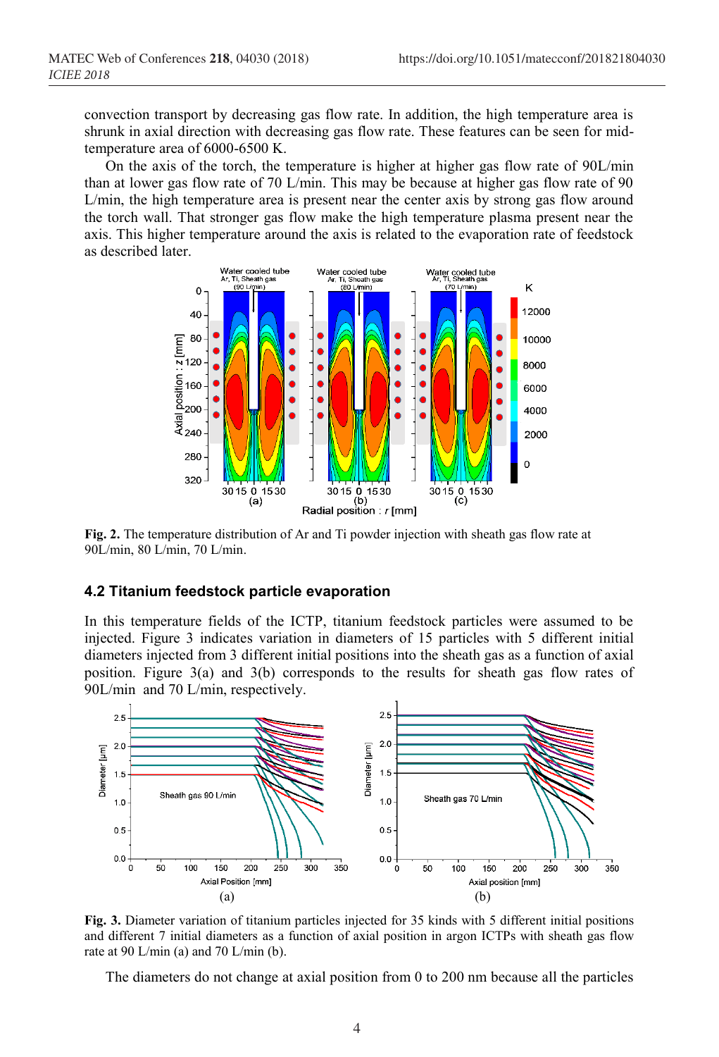convection transport by decreasing gas flow rate. In addition, the high temperature area is shrunk in axial direction with decreasing gas flow rate. These features can be seen for mid-temperature area of 6000-6500 K.

On the axis of the torch, the temperature is higher at higher gas flow rate of 90L/min than at lower gas flow rate of 70 L/min. This may be because at higher gas flow rate of 90 L/min, the high temperature area is present near the center axis by strong gas flow around the torch wall. That stronger gas flow make the high temperature plasma present near the axis. This higher temperature around the axis is related to the evaporation rate of feedstock as described later.

**Fig. 2.** The temperature distribution of Ar and Ti powder injection with sheath gas flow rate at 90L/min, 80 L/min, 70 L/min.

### 4.2 Titanium feedstock particle evaporation

In this temperature fields of the ICTP, titanium feedstock particles were assumed to be injected. Figure 3 indicates variation in diameters of 15 particles with 5 different initial diameters injected from 3 different initial positions into the sheath gas as a function of axial position. Figure 3(a) and 3(b) corresponds to the results for sheath gas flow rates of 90L/min and 70 L/min, respectively.

**Fig. 3.** Diameter variation of titanium particles injected for 35 kinds with 5 different initial positions and different 7 initial diameters as a function of axial position in argon ICTPs with sheath gas flow rate at 90 L/min (a) and 70 L/min (b).

The diameters do not change at axial position from 0 to 200 nm because all the particles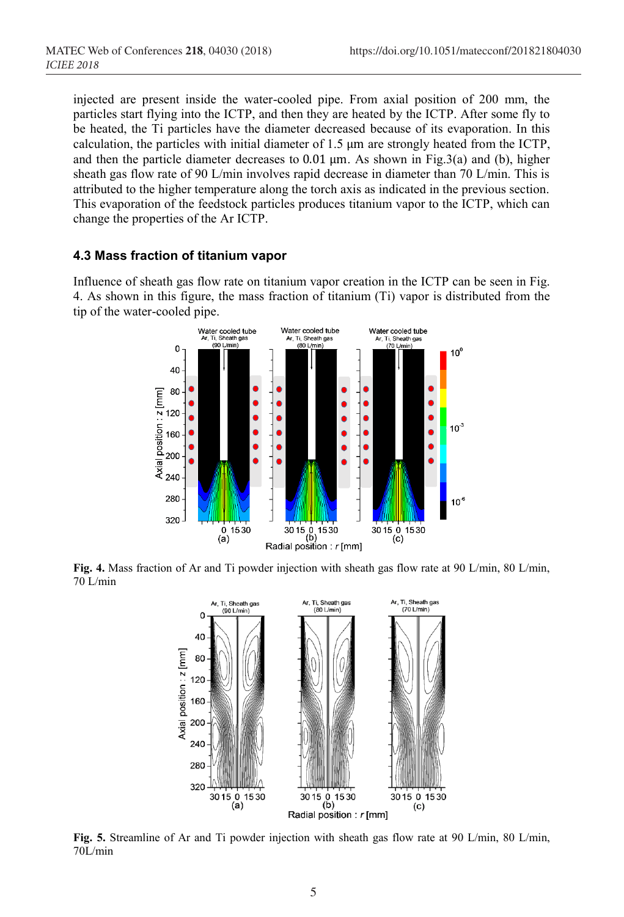injected are present inside the water-cooled pipe. From axial position of 200 mm, the particles start flying into the ICTP, and then they are heated by the ICTP. After some fly to be heated, the Ti particles have the diameter decreased because of its evaporation. In this calculation, the particles with initial diameter of 1.5 μm are strongly heated from the ICTP, and then the particle diameter decreases to 0.01 μm. As shown in Fig.3(a) and (b), higher sheath gas flow rate of 90 L/min involves rapid decrease in diameter than 70 L/min. This is attributed to the higher temperature along the torch axis as indicated in the previous section. This evaporation of the feedstock particles produces titanium vapor to the ICTP, which can change the properties of the Ar ICTP.

### 4.3 Mass fraction of titanium vapor

Influence of sheath gas flow rate on titanium vapor creation in the ICTP can be seen in Fig. 4. As shown in this figure, the mass fraction of titanium (Ti) vapor is distributed from the tip of the water-cooled pipe.

**Fig. 4.** Mass fraction of Ar and Ti powder injection with sheath gas flow rate at 90 L/min, 80 L/min, 70 L/min

**Fig. 5.** Streamline of Ar and Ti powder injection with sheath gas flow rate at 90 L/min, 80 L/min, 70L/min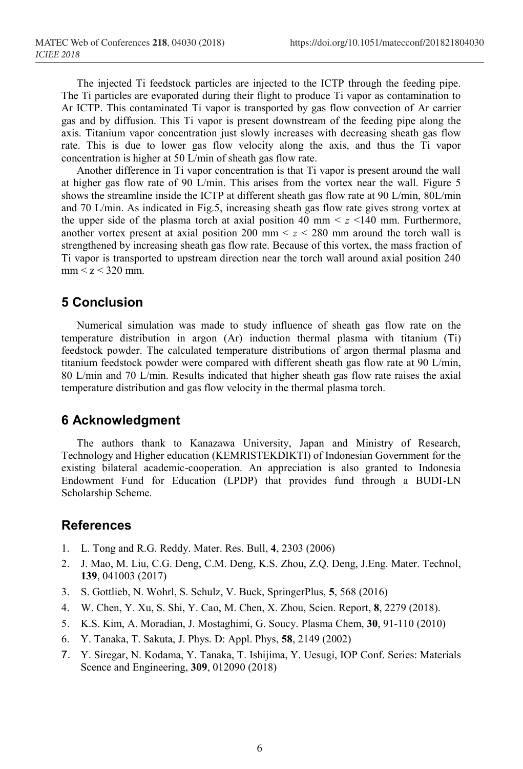The injected Ti feedstock particles are injected to the ICTP through the feeding pipe. The Ti particles are evaporated during their flight to produce Ti vapor as contamination to Ar ICTP. This contaminated Ti vapor is transported by gas flow convection of Ar carrier gas and by diffusion. This Ti vapor is present downstream of the feeding pipe along the axis. Titanium vapor concentration just slowly increases with decreasing sheath gas flow rate. This is due to lower gas flow velocity along the axis, and thus the Ti vapor concentration is higher at 50 L/min of sheath gas flow rate.

Another difference in Ti vapor concentration is that Ti vapor is present around the wall at higher gas flow rate of 90 L/min. This arises from the vortex near the wall. Figure 5 shows the streamline inside the ICTP at different sheath gas flow rate at 90 L/min, 80L/min and 70 L/min. As indicated in Fig.5, increasing sheath gas flow rate gives strong vortex at the upper side of the plasma torch at axial position 40 mm < $z$ <140 mm. Furthermore, another vortex present at axial position 200 mm < $z$ < 280 mm around the torch wall is strengthened by increasing sheath gas flow rate. Because of this vortex, the mass fraction of Ti vapor is transported to upstream direction near the torch wall around axial position 240 mm < z < 320 mm.

## 5 Conclusion

Numerical simulation was made to study influence of sheath gas flow rate on the temperature distribution in argon (Ar) induction thermal plasma with titanium (Ti) feedstock powder. The calculated temperature distributions of argon thermal plasma and titanium feedstock powder were compared with different sheath gas flow rate at 90 L/min, 80 L/min and 70 L/min. Results indicated that higher sheath gas flow rate raises the axial temperature distribution and gas flow velocity in the thermal plasma torch.

## 6 Acknowledgment

The authors thank to Kanazawa University, Japan and Ministry of Research, Technology and Higher education (KEMRISTEKDIKTI) of Indonesian Government for the existing bilateral academic-cooperation. An appreciation is also granted to Indonesia Endowment Fund for Education (LPDP) that provides fund through a BUDI-LN Scholarship Scheme.

## References

1. L. Tong and R.G. Reddy. Mater. Res. Bull, **4**, 2303 (2006)
2. J. Mao, M. Liu, C.G. Deng, C.M. Deng, K.S. Zhou, Z.Q. Deng, J.Eng. Mater. Technol, **139**, 041003 (2017)
3. S. Gottlieb, N. Wohrl, S. Schulz, V. Buck, SpringerPlus, **5**, 568 (2016)
4. W. Chen, Y. Xu, S. Shi, Y. Cao, M. Chen, X. Zhou, Scien. Report, **8**, 2279 (2018).
5. K.S. Kim, A. Moradian, J. Mostaghimi, G. Soucy. Plasma Chem, **30**, 91-110 (2010)
6. Y. Tanaka, T. Sakuta, J. Phys. D: Appl. Phys, **58**, 2149 (2002)
7. Y. Siregar, N. Kodama, Y. Tanaka, T. Ishijima, Y. Uesugi, IOP Conf. Series: Materials Scence and Engineering, **309**, 012090 (2018)